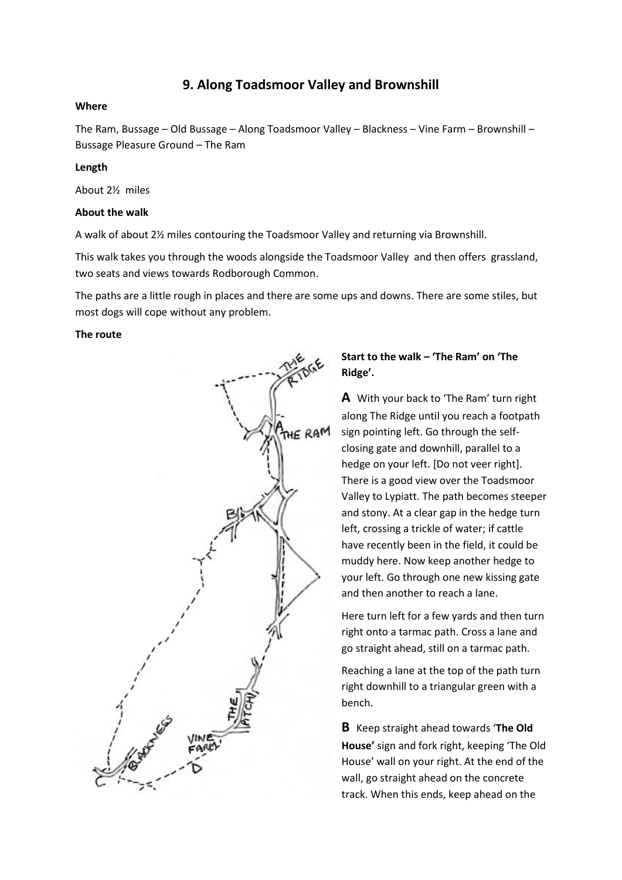# 9. Along Toadsmoor Valley and Brownshill

**Where**

The Ram, Bussage – Old Bussage – Along Toadsmoor Valley – Blackness – Vine Farm – Brownshill – Bussage Pleasure Ground – The Ram

**Length**

About 2½ miles

**About the walk**

A walk of about 2½ miles contouring the Toadsmoor Valley and returning via Brownshill.

This walk takes you through the woods alongside the Toadsmoor Valley and then offers grassland, two seats and views towards Rodborough Common.

The paths are a little rough in places and there are some ups and downs. There are some stiles, but most dogs will cope without any problem.

**The route**

**Start to the walk – 'The Ram' on 'The Ridge'.**

**A** With your back to 'The Ram' turn right along The Ridge until you reach a footpath sign pointing left. Go through the self-closing gate and downhill, parallel to a hedge on your left. [Do not veer right]. There is a good view over the Toadsmoor Valley to Lypiatt. The path becomes steeper and stony. At a clear gap in the hedge turn left, crossing a trickle of water; if cattle have recently been in the field, it could be muddy here. Now keep another hedge to your left. Go through one new kissing gate and then another to reach a lane.

Here turn left for a few yards and then turn right onto a tarmac path. Cross a lane and go straight ahead, still on a tarmac path.

Reaching a lane at the top of the path turn right downhill to a triangular green with a bench.

**B** Keep straight ahead towards '**The Old House'** sign and fork right, keeping 'The Old House' wall on your right. At the end of the wall, go straight ahead on the concrete track. When this ends, keep ahead on the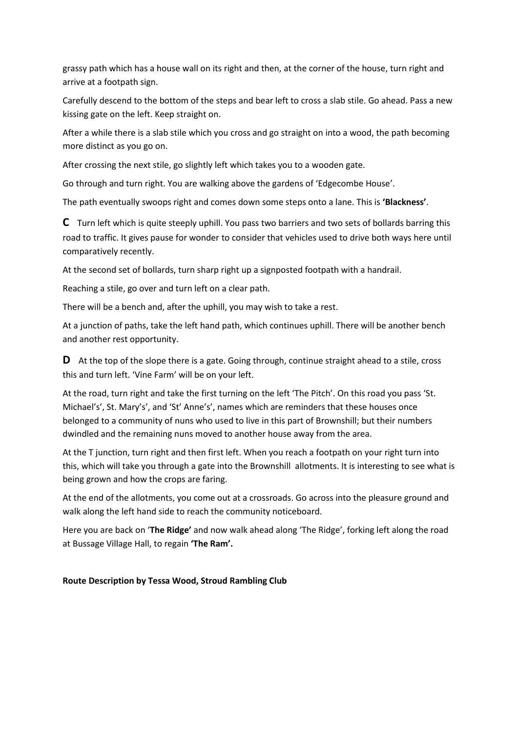grassy path which has a house wall on its right and then, at the corner of the house, turn right and arrive at a footpath sign.

Carefully descend to the bottom of the steps and bear left to cross a slab stile. Go ahead. Pass a new kissing gate on the left. Keep straight on.

After a while there is a slab stile which you cross and go straight on into a wood, the path becoming more distinct as you go on.

After crossing the next stile, go slightly left which takes you to a wooden gate.

Go through and turn right. You are walking above the gardens of 'Edgecombe House'.

The path eventually swoops right and comes down some steps onto a lane. This is **'Blackness'**.

**C** Turn left which is quite steeply uphill. You pass two barriers and two sets of bollards barring this road to traffic. It gives pause for wonder to consider that vehicles used to drive both ways here until comparatively recently.

At the second set of bollards, turn sharp right up a signposted footpath with a handrail.

Reaching a stile, go over and turn left on a clear path.

There will be a bench and, after the uphill, you may wish to take a rest.

At a junction of paths, take the left hand path, which continues uphill. There will be another bench and another rest opportunity.

**D** At the top of the slope there is a gate. Going through, continue straight ahead to a stile, cross this and turn left. 'Vine Farm' will be on your left.

At the road, turn right and take the first turning on the left 'The Pitch'. On this road you pass 'St. Michael's', St. Mary's', and 'St' Anne's', names which are reminders that these houses once belonged to a community of nuns who used to live in this part of Brownshill; but their numbers dwindled and the remaining nuns moved to another house away from the area.

At the T junction, turn right and then first left. When you reach a footpath on your right turn into this, which will take you through a gate into the Brownshill allotments. It is interesting to see what is being grown and how the crops are faring.

At the end of the allotments, you come out at a crossroads. Go across into the pleasure ground and walk along the left hand side to reach the community noticeboard.

Here you are back on '**The Ridge'** and now walk ahead along 'The Ridge', forking left along the road at Bussage Village Hall, to regain **'The Ram'.**

**Route Description by Tessa Wood, Stroud Rambling Club**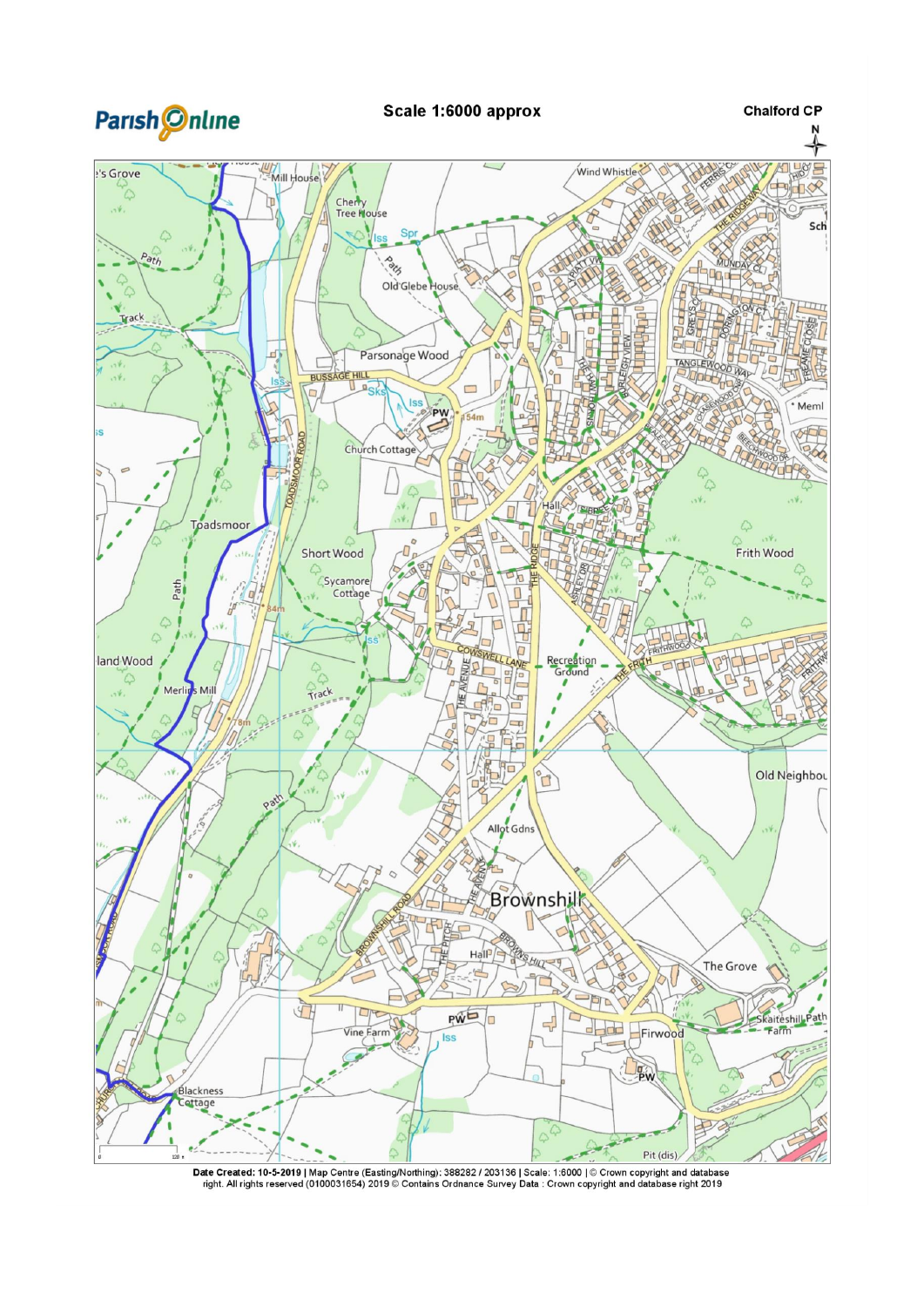Parish Online

Scale 1:6000 approx

Chalford CP

N

's Grove

Mill House

Wind Whistle

Cherry Tree House

Iss

Spr

Path

Path

Old Glebe House

Track

Parsonage Wood

BUSSAGE HILL

Iss

Sks

Iss

PW

154m

Church Cottage

TOADSMOOR ROAD

Toadsmoor

Short Wood

Sycamore Cottage

84m

Iss

Path

land Wood

Merlins Mill

Track

78m

Path

THE RIDGEWAY

MUNDAY CL

DORINGTON CT

GREYS CL

BURLEIGH VIEW

PLATTY VW

THE HAWTHORNS

TANGLEWOOD WAY

CHASEWOOD

FROME CLOSE

BEECHWOOD DR

Meml

Sch

Hall

Frith Wood

THE RIDGE

ASHLEY DR

COWSWELL LANE

THE AVENUE

Recreation Ground

THE FRITH

FRITHWOOD

Old Neighbou

Allot Gdns

THE AVENUE

Brownshill

BROWNSHILL ROAD

THE PITCH

BROWNS HILL

Hall

The Grove

PW

Vine Farm

Iss

Firwood

Skaiteshill Path Farm

PW

Blackness Cottage

Pit (dis)

0 120

**Date Created: 10-5-2019 | Map Centre (Easting/Northing): 388282 / 203136 | Scale: 1:6000 | © Crown copyright and database right. All rights reserved (0100031654) 2019 © Contains Ordnance Survey Data : Crown copyright and database right 2019**